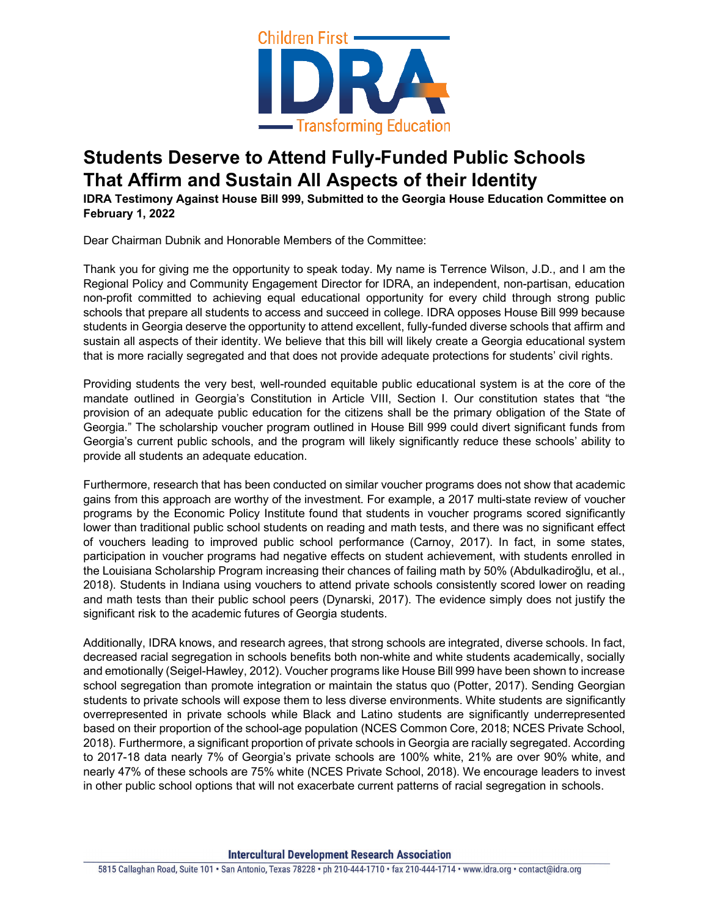# Students Deserve to Attend Fully-Funded Public Schools That Affirm and Sustain All Aspects of their Identity

**IDRA Testimony Against House Bill 999, Submitted to the Georgia House Education Committee on February 1, 2022**

Dear Chairman Dubnik and Honorable Members of the Committee:

Thank you for giving me the opportunity to speak today. My name is Terrence Wilson, J.D., and I am the Regional Policy and Community Engagement Director for IDRA, an independent, non-partisan, education non-profit committed to achieving equal educational opportunity for every child through strong public schools that prepare all students to access and succeed in college. IDRA opposes House Bill 999 because students in Georgia deserve the opportunity to attend excellent, fully-funded diverse schools that affirm and sustain all aspects of their identity. We believe that this bill will likely create a Georgia educational system that is more racially segregated and that does not provide adequate protections for students' civil rights.

Providing students the very best, well-rounded equitable public educational system is at the core of the mandate outlined in Georgia's Constitution in Article VIII, Section I. Our constitution states that "the provision of an adequate public education for the citizens shall be the primary obligation of the State of Georgia." The scholarship voucher program outlined in House Bill 999 could divert significant funds from Georgia's current public schools, and the program will likely significantly reduce these schools' ability to provide all students an adequate education.

Furthermore, research that has been conducted on similar voucher programs does not show that academic gains from this approach are worthy of the investment. For example, a 2017 multi-state review of voucher programs by the Economic Policy Institute found that students in voucher programs scored significantly lower than traditional public school students on reading and math tests, and there was no significant effect of vouchers leading to improved public school performance (Carnoy, 2017). In fact, in some states, participation in voucher programs had negative effects on student achievement, with students enrolled in the Louisiana Scholarship Program increasing their chances of failing math by 50% (Abdulkadiroğlu, et al., 2018). Students in Indiana using vouchers to attend private schools consistently scored lower on reading and math tests than their public school peers (Dynarski, 2017). The evidence simply does not justify the significant risk to the academic futures of Georgia students.

Additionally, IDRA knows, and research agrees, that strong schools are integrated, diverse schools. In fact, decreased racial segregation in schools benefits both non-white and white students academically, socially and emotionally (Seigel-Hawley, 2012). Voucher programs like House Bill 999 have been shown to increase school segregation than promote integration or maintain the status quo (Potter, 2017). Sending Georgian students to private schools will expose them to less diverse environments. White students are significantly overrepresented in private schools while Black and Latino students are significantly underrepresented based on their proportion of the school-age population (NCES Common Core, 2018; NCES Private School, 2018). Furthermore, a significant proportion of private schools in Georgia are racially segregated. According to 2017-18 data nearly 7% of Georgia's private schools are 100% white, 21% are over 90% white, and nearly 47% of these schools are 75% white (NCES Private School, 2018). We encourage leaders to invest in other public school options that will not exacerbate current patterns of racial segregation in schools.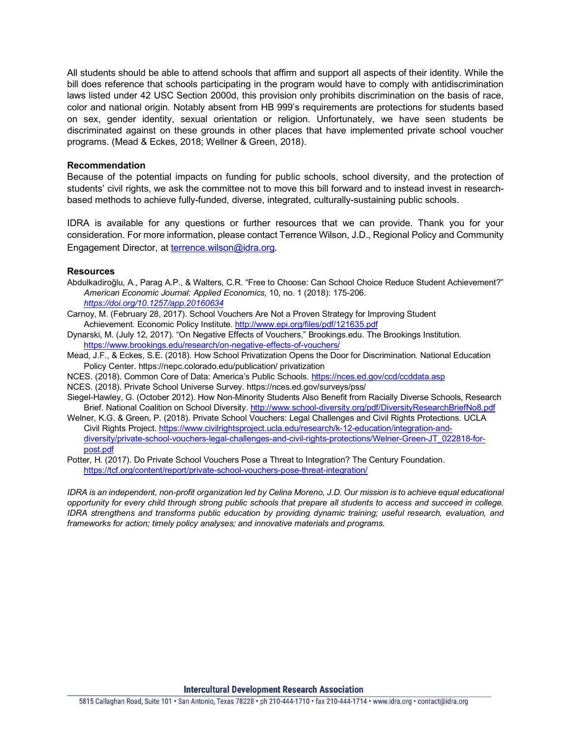All students should be able to attend schools that affirm and support all aspects of their identity. While the bill does reference that schools participating in the program would have to comply with antidiscrimination laws listed under 42 USC Section 2000d, this provision only prohibits discrimination on the basis of race, color and national origin. Notably absent from HB 999's requirements are protections for students based on sex, gender identity, sexual orientation or religion. Unfortunately, we have seen students be discriminated against on these grounds in other places that have implemented private school voucher programs. (Mead & Eckes, 2018; Wellner & Green, 2018).

**Recommendation**

Because of the potential impacts on funding for public schools, school diversity, and the protection of students' civil rights, we ask the committee not to move this bill forward and to instead invest in research-based methods to achieve fully-funded, diverse, integrated, culturally-sustaining public schools.

IDRA is available for any questions or further resources that we can provide. Thank you for your consideration. For more information, please contact Terrence Wilson, J.D., Regional Policy and Community Engagement Director, at terrence.wilson@idra.org.

**Resources**

Abdulkadiroğlu, A., Parag A.P., & Walters, C.R. "Free to Choose: Can School Choice Reduce Student Achievement?" *American Economic Journal: Applied Economics,* 10, no. 1 (2018): 175-206. *https://doi.org/10.1257/app.20160634*

Carnoy, M. (February 28, 2017). School Vouchers Are Not a Proven Strategy for Improving Student Achievement. Economic Policy Institute. http://www.epi.org/files/pdf/121635.pdf

Dynarski, M. (July 12, 2017). "On Negative Effects of Vouchers," Brookings.edu. The Brookings Institution. https://www.brookings.edu/research/on-negative-effects-of-vouchers/

Mead, J.F., & Eckes, S.E. (2018). How School Privatization Opens the Door for Discrimination. National Education Policy Center. https://nepc.colorado.edu/publication/ privatization

NCES. (2018). Common Core of Data: America's Public Schools. https://nces.ed.gov/ccd/ccddata.asp

NCES. (2018). Private School Universe Survey. https://nces.ed.gov/surveys/pss/

Siegel-Hawley, G. (October 2012). How Non-Minority Students Also Benefit from Racially Diverse Schools, Research Brief. National Coalition on School Diversity. http://www.school-diversity.org/pdf/DiversityResearchBriefNo8.pdf

Welner, K.G. & Green, P. (2018). Private School Vouchers: Legal Challenges and Civil Rights Protections. UCLA Civil Rights Project. https://www.civilrightsproject.ucla.edu/research/k-12-education/integration-and-diversity/private-school-vouchers-legal-challenges-and-civil-rights-protections/Welner-Green-JT_022818-for-post.pdf

Potter, H. (2017). Do Private School Vouchers Pose a Threat to Integration? The Century Foundation. https://tcf.org/content/report/private-school-vouchers-pose-threat-integration/

*IDRA is an independent, non-profit organization led by Celina Moreno, J.D. Our mission is to achieve equal educational opportunity for every child through strong public schools that prepare all students to access and succeed in college. IDRA strengthens and transforms public education by providing dynamic training; useful research, evaluation, and frameworks for action; timely policy analyses; and innovative materials and programs.*